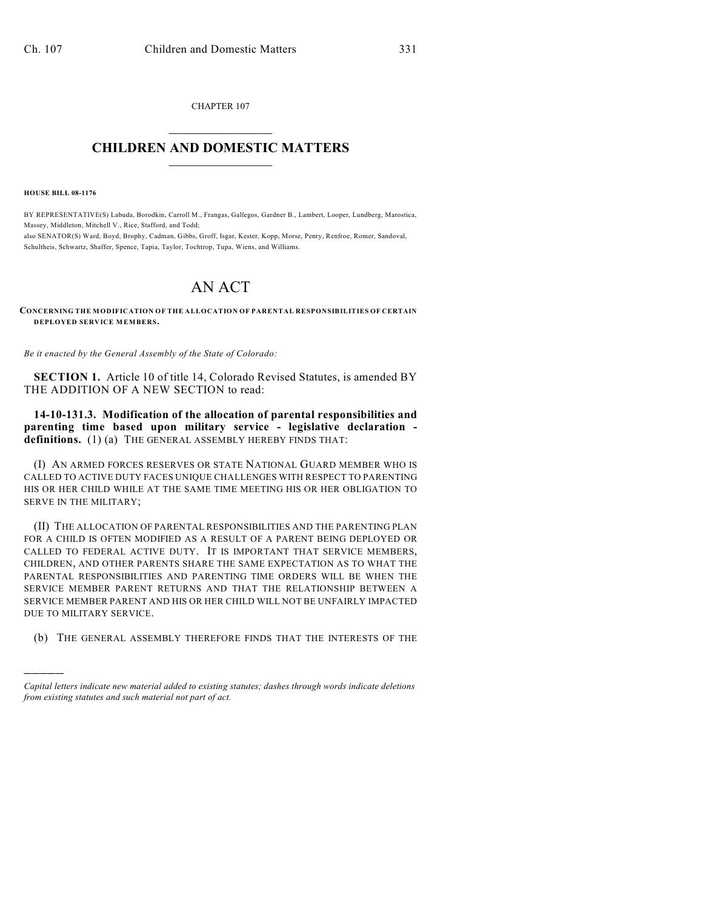CHAPTER 107

## CHILDREN AND DOMESTIC MATTERS

**HOUSE BILL 08-1176**

BY REPRESENTATIVE(S) Labuda, Borodkin, Carroll M., Frangas, Gallegos, Gardner B., Lambert, Looper, Lundberg, Marostica, Massey, Middleton, Mitchell V., Rice, Stafford, and Todd;
also SENATOR(S) Ward, Boyd, Brophy, Cadman, Gibbs, Groff, Isgar, Kester, Kopp, Morse, Penry, Renfroe, Romer, Sandoval, Schultheis, Schwartz, Shaffer, Spence, Tapia, Taylor, Tochtrop, Tupa, Wiens, and Williams.

# AN ACT

**CONCERNING THE MODIFICATION OF THE ALLOCATION OF PARENTAL RESPONSIBILITIES OF CERTAIN DEPLOYED SERVICE MEMBERS.**

*Be it enacted by the General Assembly of the State of Colorado:*

**SECTION 1.** Article 10 of title 14, Colorado Revised Statutes, is amended BY THE ADDITION OF A NEW SECTION to read:

**14-10-131.3. Modification of the allocation of parental responsibilities and parenting time based upon military service - legislative declaration - definitions.** (1) (a) THE GENERAL ASSEMBLY HEREBY FINDS THAT:

(I) AN ARMED FORCES RESERVES OR STATE NATIONAL GUARD MEMBER WHO IS CALLED TO ACTIVE DUTY FACES UNIQUE CHALLENGES WITH RESPECT TO PARENTING HIS OR HER CHILD WHILE AT THE SAME TIME MEETING HIS OR HER OBLIGATION TO SERVE IN THE MILITARY;

(II) THE ALLOCATION OF PARENTAL RESPONSIBILITIES AND THE PARENTING PLAN FOR A CHILD IS OFTEN MODIFIED AS A RESULT OF A PARENT BEING DEPLOYED OR CALLED TO FEDERAL ACTIVE DUTY. IT IS IMPORTANT THAT SERVICE MEMBERS, CHILDREN, AND OTHER PARENTS SHARE THE SAME EXPECTATION AS TO WHAT THE PARENTAL RESPONSIBILITIES AND PARENTING TIME ORDERS WILL BE WHEN THE SERVICE MEMBER PARENT RETURNS AND THAT THE RELATIONSHIP BETWEEN A SERVICE MEMBER PARENT AND HIS OR HER CHILD WILL NOT BE UNFAIRLY IMPACTED DUE TO MILITARY SERVICE.

(b) THE GENERAL ASSEMBLY THEREFORE FINDS THAT THE INTERESTS OF THE

---

*Capital letters indicate new material added to existing statutes; dashes through words indicate deletions from existing statutes and such material not part of act.*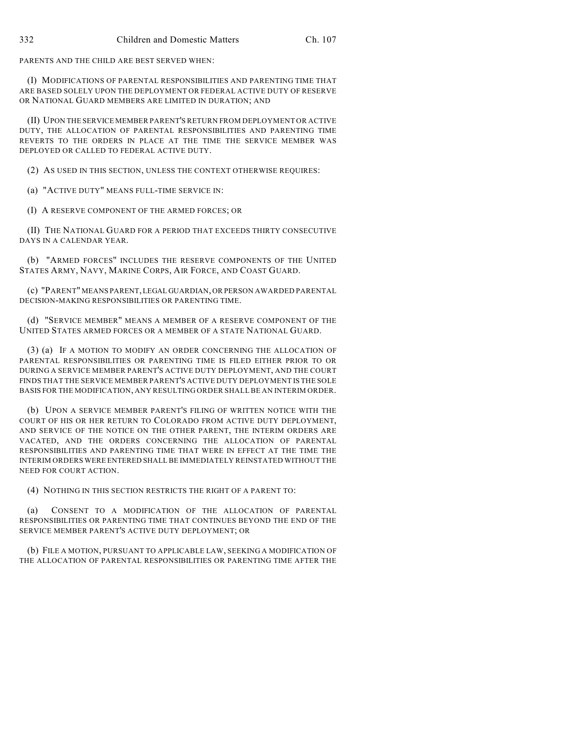PARENTS AND THE CHILD ARE BEST SERVED WHEN:

(I) MODIFICATIONS OF PARENTAL RESPONSIBILITIES AND PARENTING TIME THAT ARE BASED SOLELY UPON THE DEPLOYMENT OR FEDERAL ACTIVE DUTY OF RESERVE OR NATIONAL GUARD MEMBERS ARE LIMITED IN DURATION; AND

(II) UPON THE SERVICE MEMBER PARENT'S RETURN FROM DEPLOYMENT OR ACTIVE DUTY, THE ALLOCATION OF PARENTAL RESPONSIBILITIES AND PARENTING TIME REVERTS TO THE ORDERS IN PLACE AT THE TIME THE SERVICE MEMBER WAS DEPLOYED OR CALLED TO FEDERAL ACTIVE DUTY.

(2) AS USED IN THIS SECTION, UNLESS THE CONTEXT OTHERWISE REQUIRES:

(a) "ACTIVE DUTY" MEANS FULL-TIME SERVICE IN:

(I) A RESERVE COMPONENT OF THE ARMED FORCES; OR

(II) THE NATIONAL GUARD FOR A PERIOD THAT EXCEEDS THIRTY CONSECUTIVE DAYS IN A CALENDAR YEAR.

(b) "ARMED FORCES" INCLUDES THE RESERVE COMPONENTS OF THE UNITED STATES ARMY, NAVY, MARINE CORPS, AIR FORCE, AND COAST GUARD.

(c) "PARENT" MEANS PARENT, LEGAL GUARDIAN, OR PERSON AWARDED PARENTAL DECISION-MAKING RESPONSIBILITIES OR PARENTING TIME.

(d) "SERVICE MEMBER" MEANS A MEMBER OF A RESERVE COMPONENT OF THE UNITED STATES ARMED FORCES OR A MEMBER OF A STATE NATIONAL GUARD.

(3) (a) IF A MOTION TO MODIFY AN ORDER CONCERNING THE ALLOCATION OF PARENTAL RESPONSIBILITIES OR PARENTING TIME IS FILED EITHER PRIOR TO OR DURING A SERVICE MEMBER PARENT'S ACTIVE DUTY DEPLOYMENT, AND THE COURT FINDS THAT THE SERVICE MEMBER PARENT'S ACTIVE DUTY DEPLOYMENT IS THE SOLE BASIS FOR THE MODIFICATION, ANY RESULTING ORDER SHALL BE AN INTERIM ORDER.

(b) UPON A SERVICE MEMBER PARENT'S FILING OF WRITTEN NOTICE WITH THE COURT OF HIS OR HER RETURN TO COLORADO FROM ACTIVE DUTY DEPLOYMENT, AND SERVICE OF THE NOTICE ON THE OTHER PARENT, THE INTERIM ORDERS ARE VACATED, AND THE ORDERS CONCERNING THE ALLOCATION OF PARENTAL RESPONSIBILITIES AND PARENTING TIME THAT WERE IN EFFECT AT THE TIME THE INTERIM ORDERS WERE ENTERED SHALL BE IMMEDIATELY REINSTATED WITHOUT THE NEED FOR COURT ACTION.

(4) NOTHING IN THIS SECTION RESTRICTS THE RIGHT OF A PARENT TO:

(a) CONSENT TO A MODIFICATION OF THE ALLOCATION OF PARENTAL RESPONSIBILITIES OR PARENTING TIME THAT CONTINUES BEYOND THE END OF THE SERVICE MEMBER PARENT'S ACTIVE DUTY DEPLOYMENT; OR

(b) FILE A MOTION, PURSUANT TO APPLICABLE LAW, SEEKING A MODIFICATION OF THE ALLOCATION OF PARENTAL RESPONSIBILITIES OR PARENTING TIME AFTER THE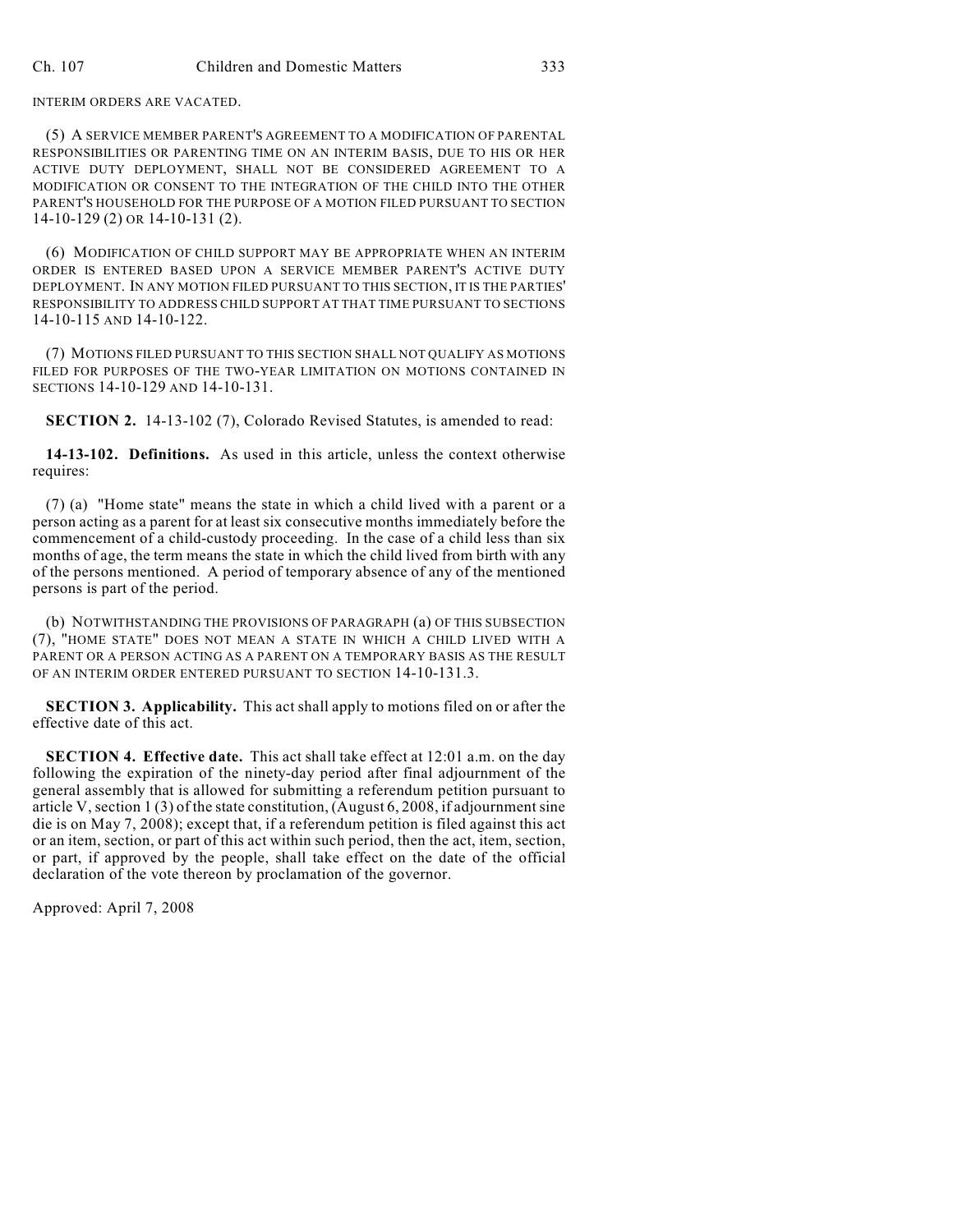INTERIM ORDERS ARE VACATED.

(5) A SERVICE MEMBER PARENT'S AGREEMENT TO A MODIFICATION OF PARENTAL RESPONSIBILITIES OR PARENTING TIME ON AN INTERIM BASIS, DUE TO HIS OR HER ACTIVE DUTY DEPLOYMENT, SHALL NOT BE CONSIDERED AGREEMENT TO A MODIFICATION OR CONSENT TO THE INTEGRATION OF THE CHILD INTO THE OTHER PARENT'S HOUSEHOLD FOR THE PURPOSE OF A MOTION FILED PURSUANT TO SECTION 14-10-129 (2) OR 14-10-131 (2).

(6) MODIFICATION OF CHILD SUPPORT MAY BE APPROPRIATE WHEN AN INTERIM ORDER IS ENTERED BASED UPON A SERVICE MEMBER PARENT'S ACTIVE DUTY DEPLOYMENT. IN ANY MOTION FILED PURSUANT TO THIS SECTION, IT IS THE PARTIES' RESPONSIBILITY TO ADDRESS CHILD SUPPORT AT THAT TIME PURSUANT TO SECTIONS 14-10-115 AND 14-10-122.

(7) MOTIONS FILED PURSUANT TO THIS SECTION SHALL NOT QUALIFY AS MOTIONS FILED FOR PURPOSES OF THE TWO-YEAR LIMITATION ON MOTIONS CONTAINED IN SECTIONS 14-10-129 AND 14-10-131.

**SECTION 2.** 14-13-102 (7), Colorado Revised Statutes, is amended to read:

**14-13-102. Definitions.** As used in this article, unless the context otherwise requires:

(7) (a) "Home state" means the state in which a child lived with a parent or a person acting as a parent for at least six consecutive months immediately before the commencement of a child-custody proceeding. In the case of a child less than six months of age, the term means the state in which the child lived from birth with any of the persons mentioned. A period of temporary absence of any of the mentioned persons is part of the period.

(b) NOTWITHSTANDING THE PROVISIONS OF PARAGRAPH (a) OF THIS SUBSECTION (7), "HOME STATE" DOES NOT MEAN A STATE IN WHICH A CHILD LIVED WITH A PARENT OR A PERSON ACTING AS A PARENT ON A TEMPORARY BASIS AS THE RESULT OF AN INTERIM ORDER ENTERED PURSUANT TO SECTION 14-10-131.3.

**SECTION 3. Applicability.** This act shall apply to motions filed on or after the effective date of this act.

**SECTION 4. Effective date.** This act shall take effect at 12:01 a.m. on the day following the expiration of the ninety-day period after final adjournment of the general assembly that is allowed for submitting a referendum petition pursuant to article V, section 1 (3) of the state constitution, (August 6, 2008, if adjournment sine die is on May 7, 2008); except that, if a referendum petition is filed against this act or an item, section, or part of this act within such period, then the act, item, section, or part, if approved by the people, shall take effect on the date of the official declaration of the vote thereon by proclamation of the governor.

Approved: April 7, 2008